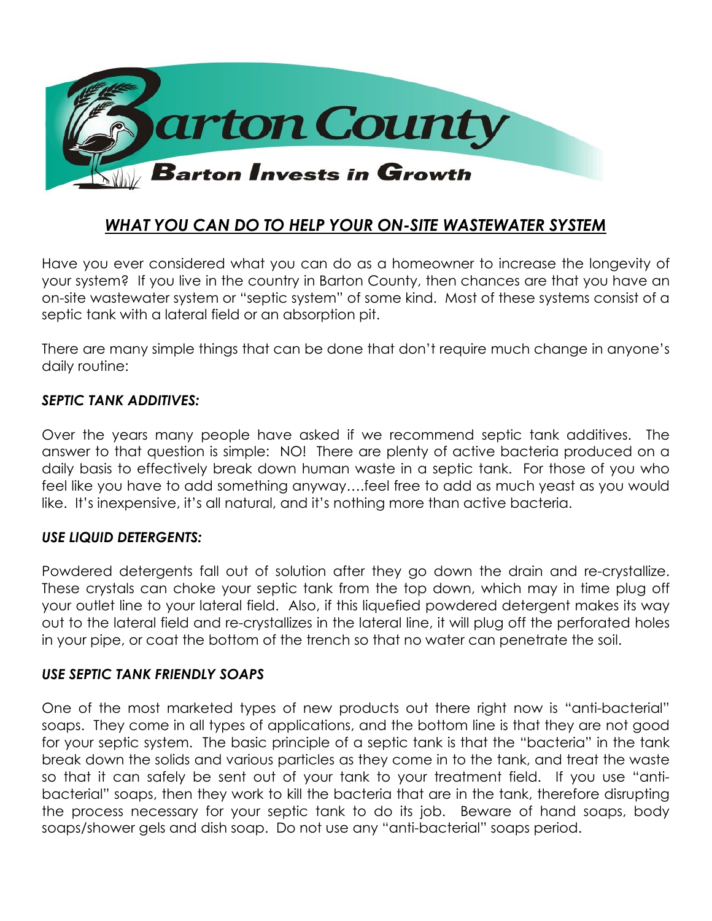# Barton County

**Barton Invests in Growth**

## *WHAT YOU CAN DO TO HELP YOUR ON-SITE WASTEWATER SYSTEM*

Have you ever considered what you can do as a homeowner to increase the longevity of your system? If you live in the country in Barton County, then chances are that you have an on-site wastewater system or "septic system" of some kind. Most of these systems consist of a septic tank with a lateral field or an absorption pit.

There are many simple things that can be done that don't require much change in anyone's daily routine:

### *SEPTIC TANK ADDITIVES:*

Over the years many people have asked if we recommend septic tank additives. The answer to that question is simple: NO! There are plenty of active bacteria produced on a daily basis to effectively break down human waste in a septic tank. For those of you who feel like you have to add something anyway….feel free to add as much yeast as you would like. It's inexpensive, it's all natural, and it's nothing more than active bacteria.

### *USE LIQUID DETERGENTS:*

Powdered detergents fall out of solution after they go down the drain and re-crystallize. These crystals can choke your septic tank from the top down, which may in time plug off your outlet line to your lateral field. Also, if this liquefied powdered detergent makes its way out to the lateral field and re-crystallizes in the lateral line, it will plug off the perforated holes in your pipe, or coat the bottom of the trench so that no water can penetrate the soil.

### *USE SEPTIC TANK FRIENDLY SOAPS*

One of the most marketed types of new products out there right now is "anti-bacterial" soaps. They come in all types of applications, and the bottom line is that they are not good for your septic system. The basic principle of a septic tank is that the "bacteria" in the tank break down the solids and various particles as they come in to the tank, and treat the waste so that it can safely be sent out of your tank to your treatment field. If you use "anti-bacterial" soaps, then they work to kill the bacteria that are in the tank, therefore disrupting the process necessary for your septic tank to do its job. Beware of hand soaps, body soaps/shower gels and dish soap. Do not use any "anti-bacterial" soaps period.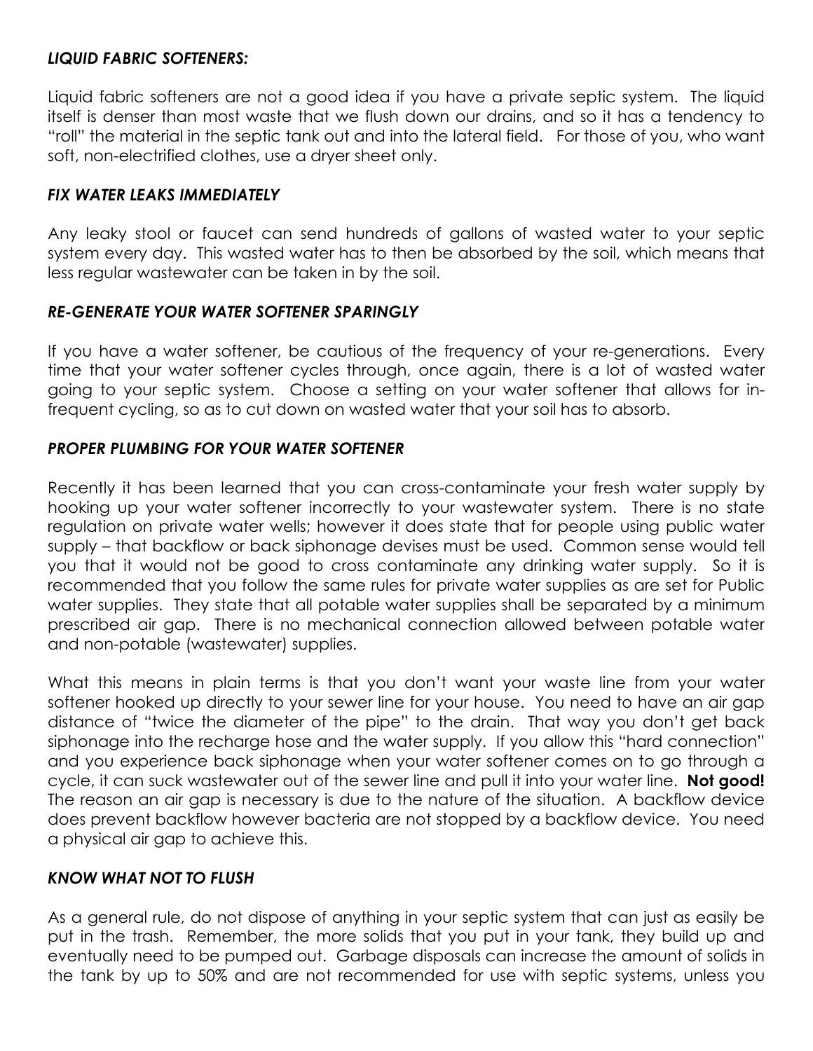### *LIQUID FABRIC SOFTENERS:*

Liquid fabric softeners are not a good idea if you have a private septic system. The liquid itself is denser than most waste that we flush down our drains, and so it has a tendency to "roll" the material in the septic tank out and into the lateral field. For those of you, who want soft, non-electrified clothes, use a dryer sheet only.

### *FIX WATER LEAKS IMMEDIATELY*

Any leaky stool or faucet can send hundreds of gallons of wasted water to your septic system every day. This wasted water has to then be absorbed by the soil, which means that less regular wastewater can be taken in by the soil.

### *RE-GENERATE YOUR WATER SOFTENER SPARINGLY*

If you have a water softener, be cautious of the frequency of your re-generations. Every time that your water softener cycles through, once again, there is a lot of wasted water going to your septic system. Choose a setting on your water softener that allows for in-frequent cycling, so as to cut down on wasted water that your soil has to absorb.

### *PROPER PLUMBING FOR YOUR WATER SOFTENER*

Recently it has been learned that you can cross-contaminate your fresh water supply by hooking up your water softener incorrectly to your wastewater system. There is no state regulation on private water wells; however it does state that for people using public water supply – that backflow or back siphonage devises must be used. Common sense would tell you that it would not be good to cross contaminate any drinking water supply. So it is recommended that you follow the same rules for private water supplies as are set for Public water supplies. They state that all potable water supplies shall be separated by a minimum prescribed air gap. There is no mechanical connection allowed between potable water and non-potable (wastewater) supplies.

What this means in plain terms is that you don't want your waste line from your water softener hooked up directly to your sewer line for your house. You need to have an air gap distance of "twice the diameter of the pipe" to the drain. That way you don't get back siphonage into the recharge hose and the water supply. If you allow this "hard connection" and you experience back siphonage when your water softener comes on to go through a cycle, it can suck wastewater out of the sewer line and pull it into your water line. **Not good!** The reason an air gap is necessary is due to the nature of the situation. A backflow device does prevent backflow however bacteria are not stopped by a backflow device. You need a physical air gap to achieve this.

### *KNOW WHAT NOT TO FLUSH*

As a general rule, do not dispose of anything in your septic system that can just as easily be put in the trash. Remember, the more solids that you put in your tank, they build up and eventually need to be pumped out. Garbage disposals can increase the amount of solids in the tank by up to 50% and are not recommended for use with septic systems, unless you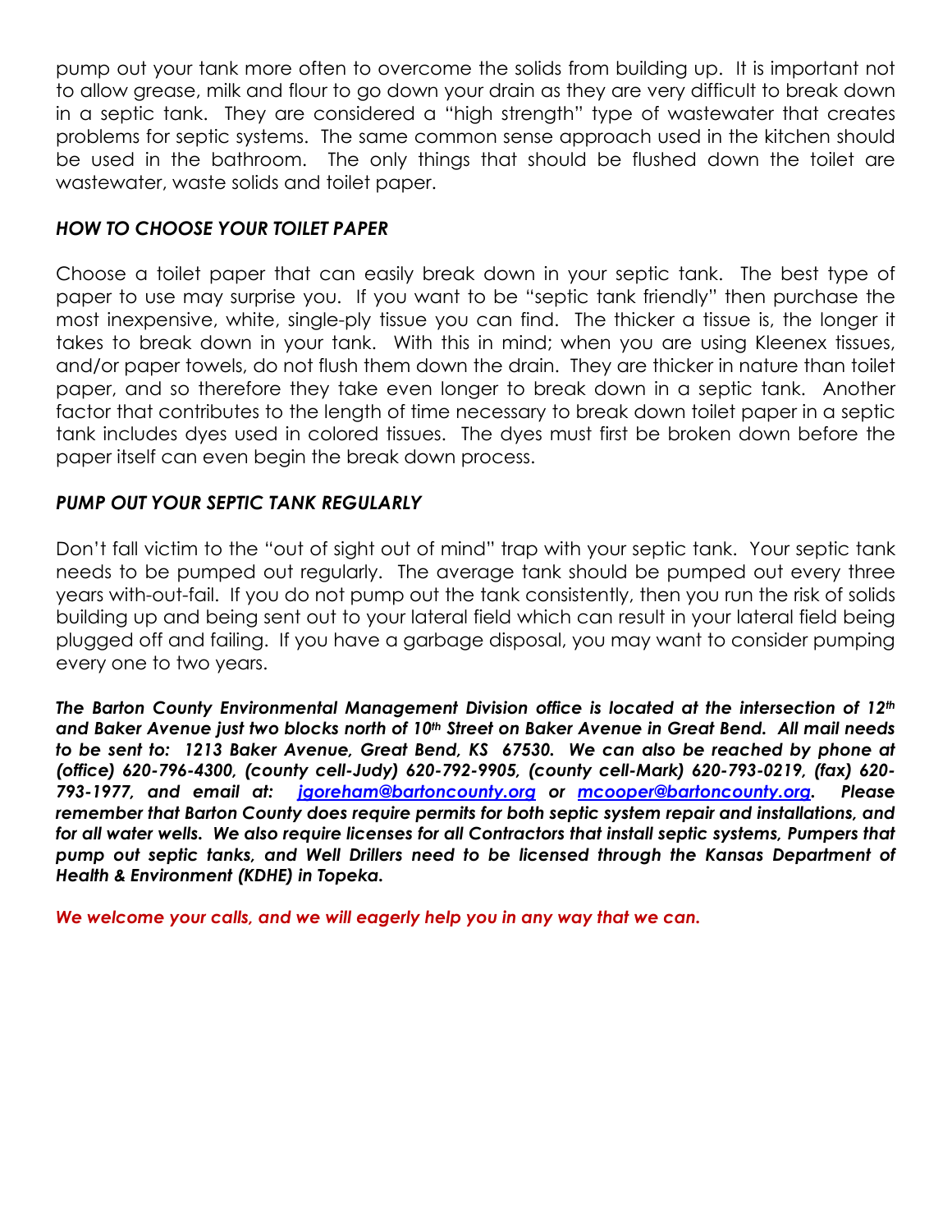pump out your tank more often to overcome the solids from building up. It is important not to allow grease, milk and flour to go down your drain as they are very difficult to break down in a septic tank. They are considered a "high strength" type of wastewater that creates problems for septic systems. The same common sense approach used in the kitchen should be used in the bathroom. The only things that should be flushed down the toilet are wastewater, waste solids and toilet paper.

### *HOW TO CHOOSE YOUR TOILET PAPER*

Choose a toilet paper that can easily break down in your septic tank. The best type of paper to use may surprise you. If you want to be "septic tank friendly" then purchase the most inexpensive, white, single-ply tissue you can find. The thicker a tissue is, the longer it takes to break down in your tank. With this in mind; when you are using Kleenex tissues, and/or paper towels, do not flush them down the drain. They are thicker in nature than toilet paper, and so therefore they take even longer to break down in a septic tank. Another factor that contributes to the length of time necessary to break down toilet paper in a septic tank includes dyes used in colored tissues. The dyes must first be broken down before the paper itself can even begin the break down process.

### *PUMP OUT YOUR SEPTIC TANK REGULARLY*

Don't fall victim to the "out of sight out of mind" trap with your septic tank. Your septic tank needs to be pumped out regularly. The average tank should be pumped out every three years with-out-fail. If you do not pump out the tank consistently, then you run the risk of solids building up and being sent out to your lateral field which can result in your lateral field being plugged off and failing. If you have a garbage disposal, you may want to consider pumping every one to two years.

***The Barton County Environmental Management Division office is located at the intersection of 12th and Baker Avenue just two blocks north of 10th Street on Baker Avenue in Great Bend. All mail needs to be sent to: 1213 Baker Avenue, Great Bend, KS 67530. We can also be reached by phone at (office) 620-796-4300, (county cell-Judy) 620-792-9905, (county cell-Mark) 620-793-0219, (fax) 620-793-1977, and email at: jgoreham@bartoncounty.org or mcooper@bartoncounty.org. Please remember that Barton County does require permits for both septic system repair and installations, and for all water wells. We also require licenses for all Contractors that install septic systems, Pumpers that pump out septic tanks, and Well Drillers need to be licensed through the Kansas Department of Health & Environment (KDHE) in Topeka.***

***We welcome your calls, and we will eagerly help you in any way that we can.***